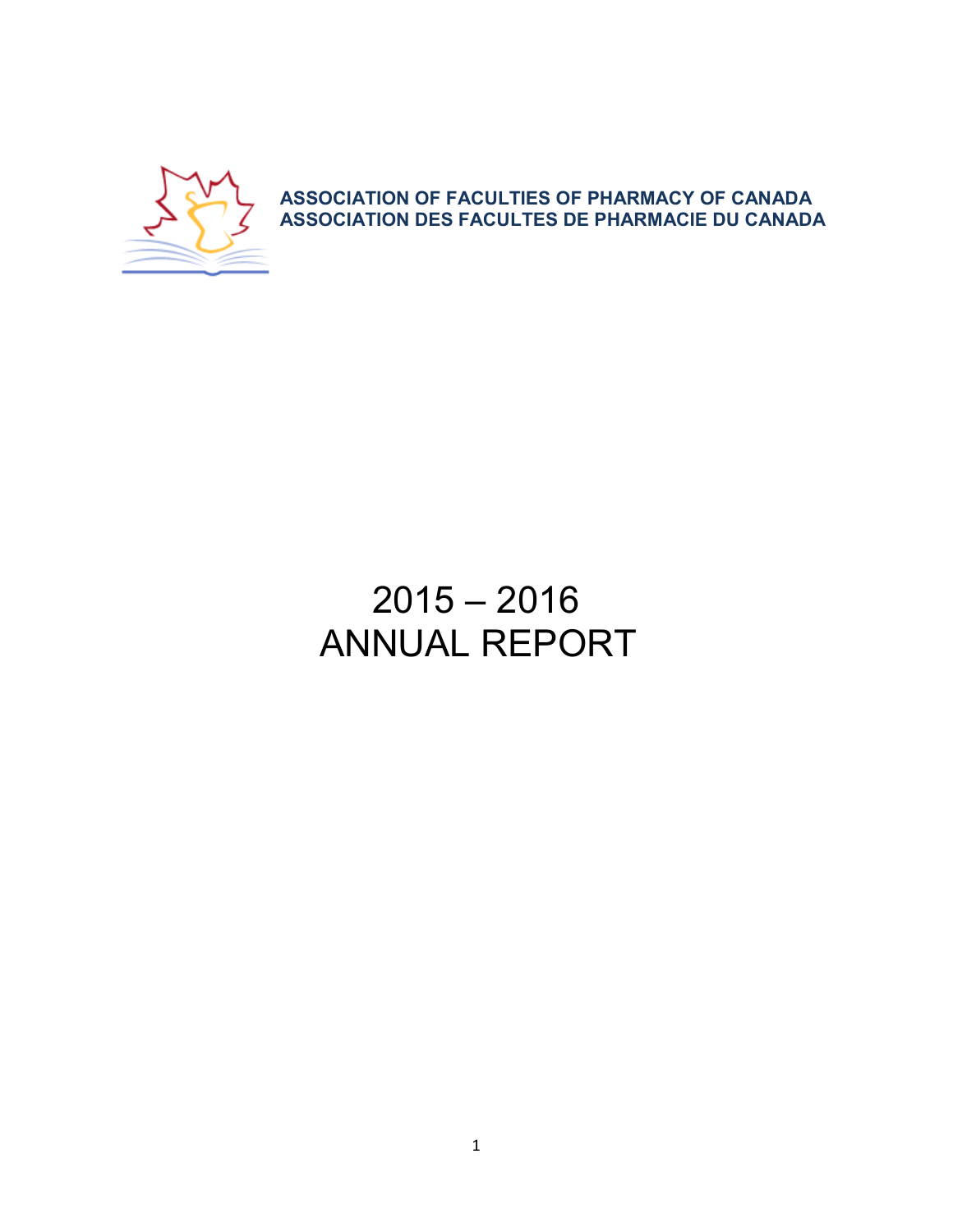**ASSOCIATION OF FACULTIES OF PHARMACY OF CANADA**
**ASSOCIATION DES FACULTES DE PHARMACIE DU CANADA**

# 2015 – 2016
# ANNUAL REPORT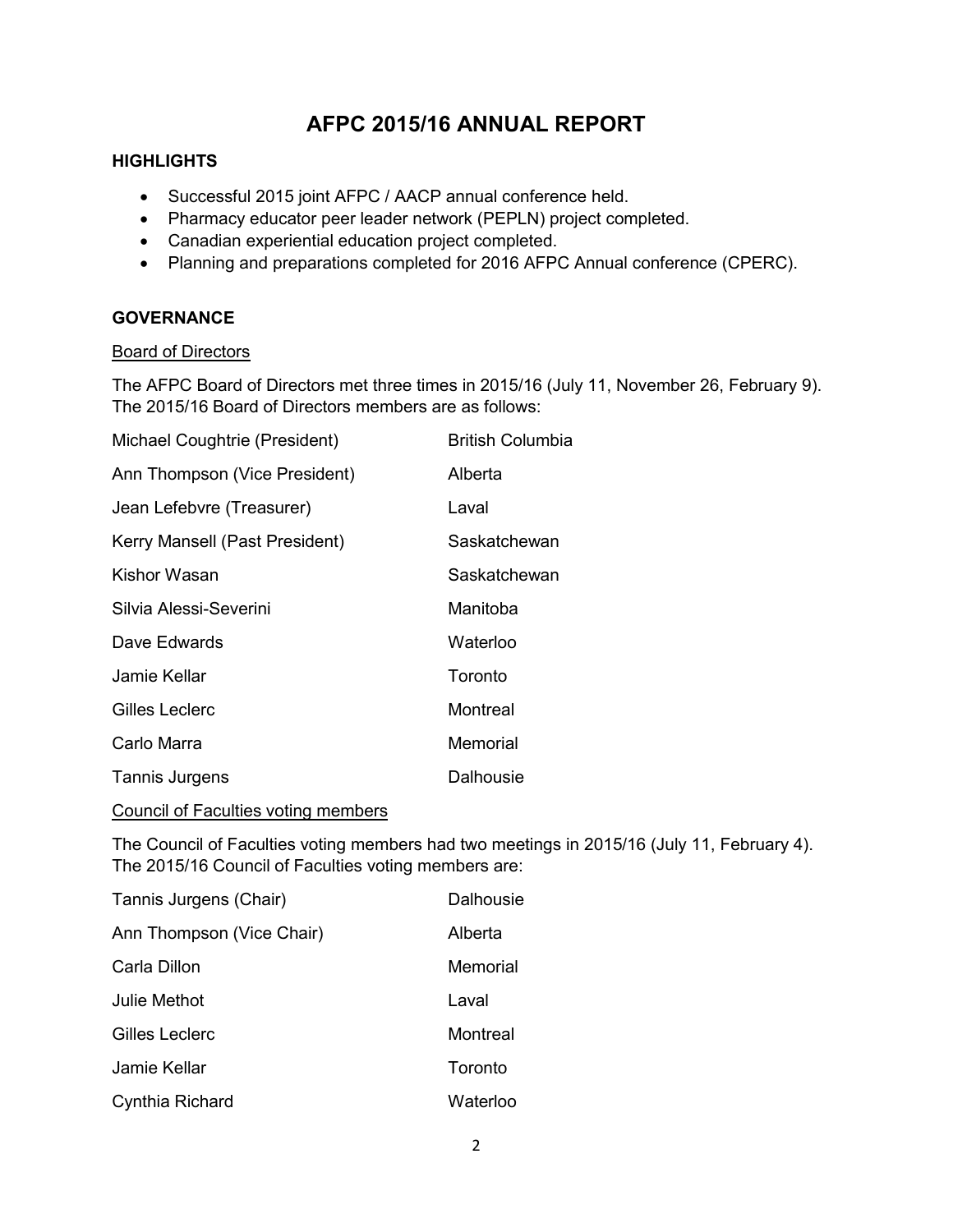# AFPC 2015/16 ANNUAL REPORT

## HIGHLIGHTS

- Successful 2015 joint AFPC / AACP annual conference held.
- Pharmacy educator peer leader network (PEPLN) project completed.
- Canadian experiential education project completed.
- Planning and preparations completed for 2016 AFPC Annual conference (CPERC).

## GOVERNANCE

### Board of Directors

The AFPC Board of Directors met three times in 2015/16 (July 11, November 26, February 9). The 2015/16 Board of Directors members are as follows:

| | |
|---|---|
| Michael Coughtrie (President) | British Columbia |
| Ann Thompson (Vice President) | Alberta |
| Jean Lefebvre (Treasurer) | Laval |
| Kerry Mansell (Past President) | Saskatchewan |
| Kishor Wasan | Saskatchewan |
| Silvia Alessi-Severini | Manitoba |
| Dave Edwards | Waterloo |
| Jamie Kellar | Toronto |
| Gilles Leclerc | Montreal |
| Carlo Marra | Memorial |
| Tannis Jurgens | Dalhousie |

### Council of Faculties voting members

The Council of Faculties voting members had two meetings in 2015/16 (July 11, February 4). The 2015/16 Council of Faculties voting members are:

| | |
|---|---|
| Tannis Jurgens (Chair) | Dalhousie |
| Ann Thompson (Vice Chair) | Alberta |
| Carla Dillon | Memorial |
| Julie Methot | Laval |
| Gilles Leclerc | Montreal |
| Jamie Kellar | Toronto |
| Cynthia Richard | Waterloo |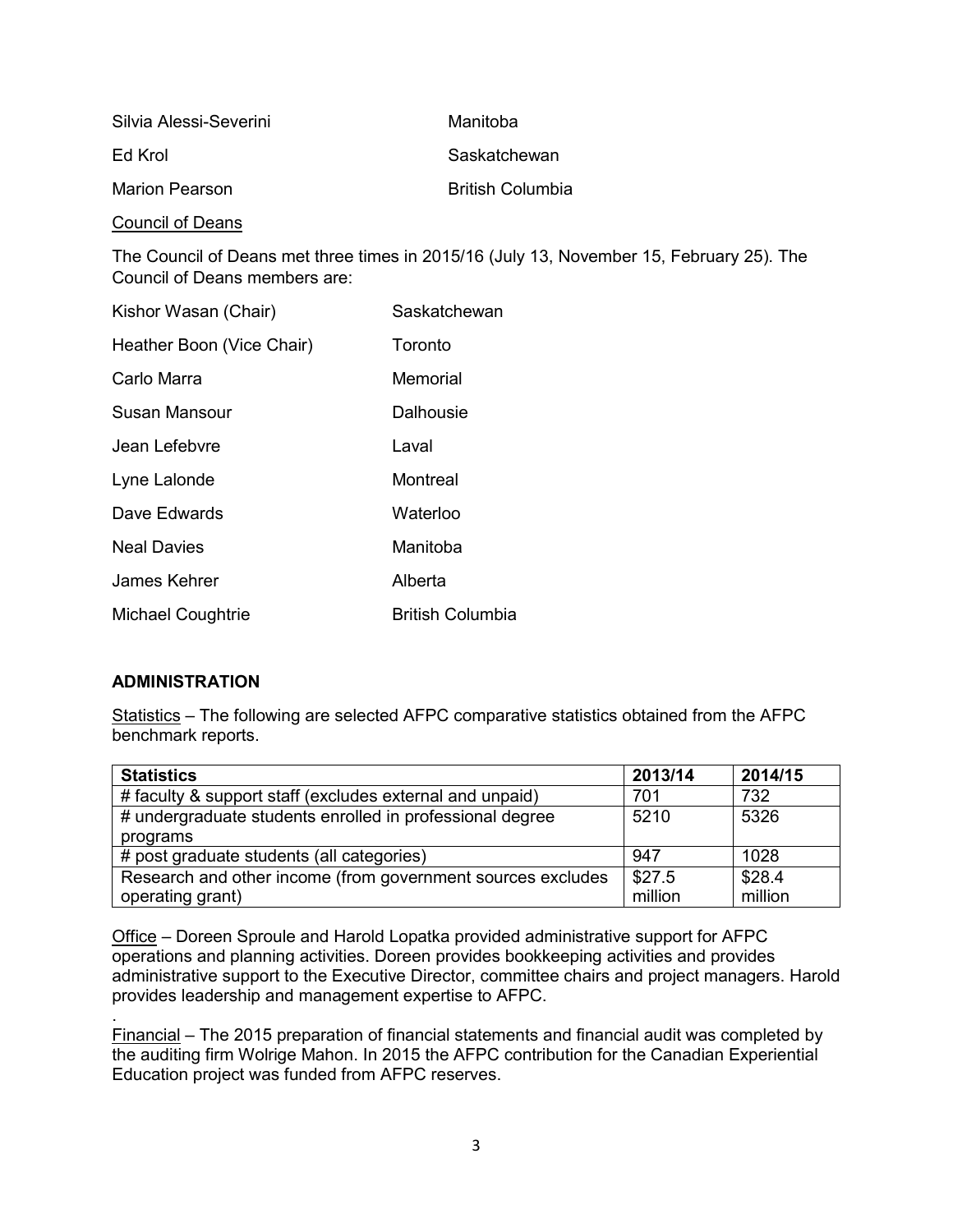| | |
|---|---|
| Silvia Alessi-Severini | Manitoba |
| Ed Krol | Saskatchewan |
| Marion Pearson | British Columbia |

Council of Deans

The Council of Deans met three times in 2015/16 (July 13, November 15, February 25). The Council of Deans members are:

| | |
|---|---|
| Kishor Wasan (Chair) | Saskatchewan |
| Heather Boon (Vice Chair) | Toronto |
| Carlo Marra | Memorial |
| Susan Mansour | Dalhousie |
| Jean Lefebvre | Laval |
| Lyne Lalonde | Montreal |
| Dave Edwards | Waterloo |
| Neal Davies | Manitoba |
| James Kehrer | Alberta |
| Michael Coughtrie | British Columbia |

## ADMINISTRATION

Statistics – The following are selected AFPC comparative statistics obtained from the AFPC benchmark reports.

| Statistics | 2013/14 | 2014/15 |
|---|---|---|
| # faculty & support staff (excludes external and unpaid) | 701 | 732 |
| # undergraduate students enrolled in professional degree programs | 5210 | 5326 |
| # post graduate students (all categories) | 947 | 1028 |
| Research and other income (from government sources excludes operating grant) | $27.5 million | $28.4 million |

Office – Doreen Sproule and Harold Lopatka provided administrative support for AFPC operations and planning activities. Doreen provides bookkeeping activities and provides administrative support to the Executive Director, committee chairs and project managers. Harold provides leadership and management expertise to AFPC.

.
Financial – The 2015 preparation of financial statements and financial audit was completed by the auditing firm Wolrige Mahon. In 2015 the AFPC contribution for the Canadian Experiential Education project was funded from AFPC reserves.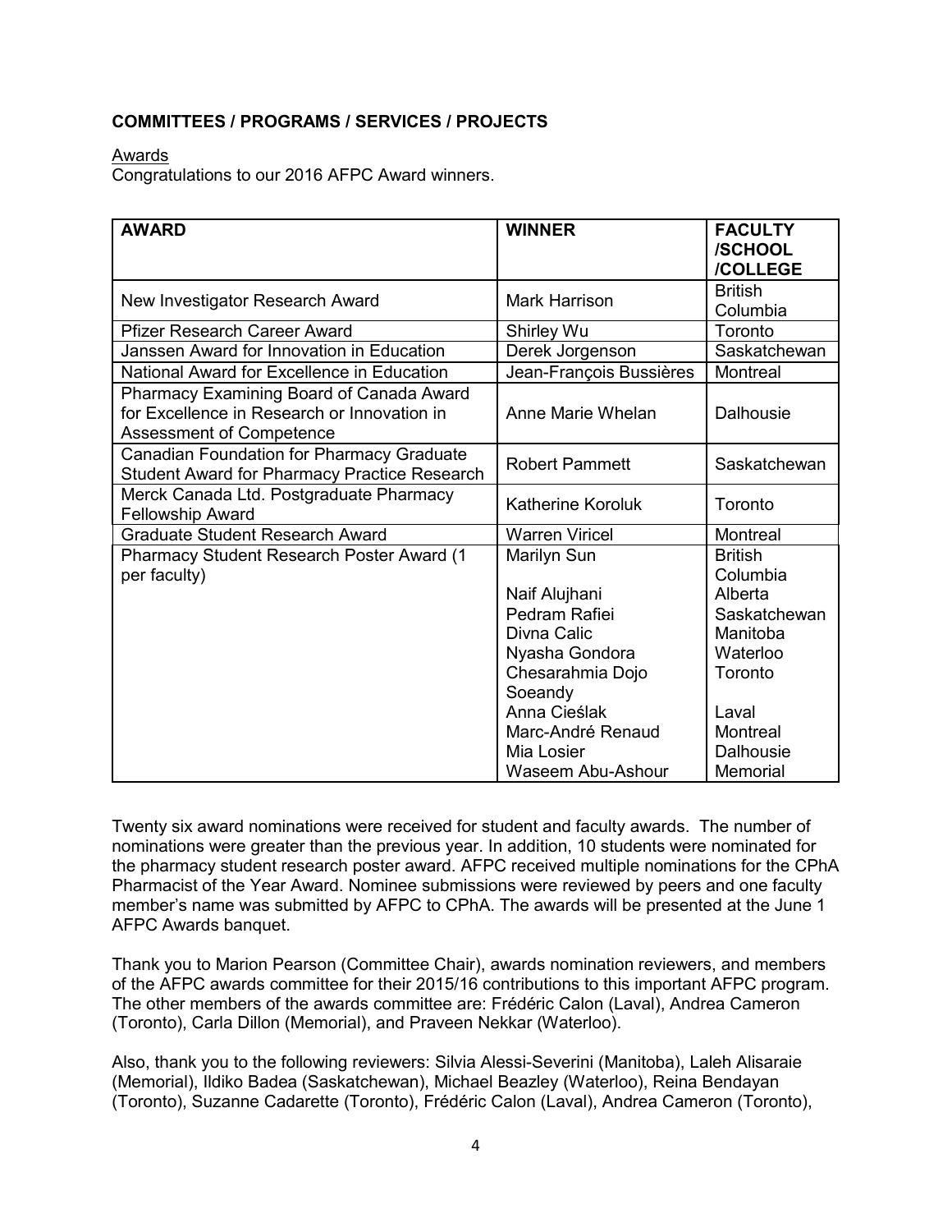**COMMITTEES / PROGRAMS / SERVICES / PROJECTS**

Awards

Congratulations to our 2016 AFPC Award winners.

| AWARD | WINNER | FACULTY /SCHOOL /COLLEGE |
| --- | --- | --- |
| New Investigator Research Award | Mark Harrison | British Columbia |
| Pfizer Research Career Award | Shirley Wu | Toronto |
| Janssen Award for Innovation in Education | Derek Jorgenson | Saskatchewan |
| National Award for Excellence in Education | Jean-François Bussières | Montreal |
| Pharmacy Examining Board of Canada Award for Excellence in Research or Innovation in Assessment of Competence | Anne Marie Whelan | Dalhousie |
| Canadian Foundation for Pharmacy Graduate Student Award for Pharmacy Practice Research | Robert Pammett | Saskatchewan |
| Merck Canada Ltd. Postgraduate Pharmacy Fellowship Award | Katherine Koroluk | Toronto |
| Graduate Student Research Award | Warren Viricel | Montreal |
| Pharmacy Student Research Poster Award (1 per faculty) | Marilyn Sun | British Columbia |
| | Naif Alujhani | Alberta |
| | Pedram Rafiei | Saskatchewan |
| | Divna Calic | Manitoba |
| | Nyasha Gondora | Waterloo |
| | Chesarahmia Dojo Soeandy | Toronto |
| | Anna Cieślak | Laval |
| | Marc-André Renaud | Montreal |
| | Mia Losier | Dalhousie |
| | Waseem Abu-Ashour | Memorial |

Twenty six award nominations were received for student and faculty awards. The number of nominations were greater than the previous year. In addition, 10 students were nominated for the pharmacy student research poster award. AFPC received multiple nominations for the CPhA Pharmacist of the Year Award. Nominee submissions were reviewed by peers and one faculty member's name was submitted by AFPC to CPhA. The awards will be presented at the June 1 AFPC Awards banquet.

Thank you to Marion Pearson (Committee Chair), awards nomination reviewers, and members of the AFPC awards committee for their 2015/16 contributions to this important AFPC program. The other members of the awards committee are: Frédéric Calon (Laval), Andrea Cameron (Toronto), Carla Dillon (Memorial), and Praveen Nekkar (Waterloo).

Also, thank you to the following reviewers: Silvia Alessi-Severini (Manitoba), Laleh Alisaraie (Memorial), Ildiko Badea (Saskatchewan), Michael Beazley (Waterloo), Reina Bendayan (Toronto), Suzanne Cadarette (Toronto), Frédéric Calon (Laval), Andrea Cameron (Toronto),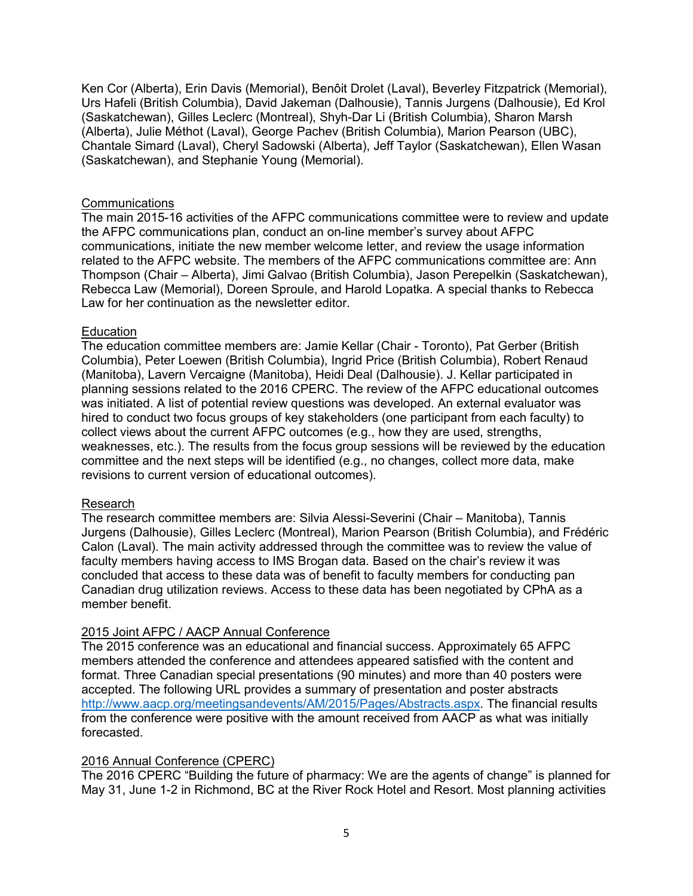Ken Cor (Alberta), Erin Davis (Memorial), Benôit Drolet (Laval), Beverley Fitzpatrick (Memorial), Urs Hafeli (British Columbia), David Jakeman (Dalhousie), Tannis Jurgens (Dalhousie), Ed Krol (Saskatchewan), Gilles Leclerc (Montreal), Shyh-Dar Li (British Columbia), Sharon Marsh (Alberta), Julie Méthot (Laval), George Pachev (British Columbia), Marion Pearson (UBC), Chantale Simard (Laval), Cheryl Sadowski (Alberta), Jeff Taylor (Saskatchewan), Ellen Wasan (Saskatchewan), and Stephanie Young (Memorial).

## Communications

The main 2015-16 activities of the AFPC communications committee were to review and update the AFPC communications plan, conduct an on-line member's survey about AFPC communications, initiate the new member welcome letter, and review the usage information related to the AFPC website. The members of the AFPC communications committee are: Ann Thompson (Chair – Alberta), Jimi Galvao (British Columbia), Jason Perepelkin (Saskatchewan), Rebecca Law (Memorial), Doreen Sproule, and Harold Lopatka. A special thanks to Rebecca Law for her continuation as the newsletter editor.

## Education

The education committee members are: Jamie Kellar (Chair - Toronto), Pat Gerber (British Columbia), Peter Loewen (British Columbia), Ingrid Price (British Columbia), Robert Renaud (Manitoba), Lavern Vercaigne (Manitoba), Heidi Deal (Dalhousie). J. Kellar participated in planning sessions related to the 2016 CPERC. The review of the AFPC educational outcomes was initiated. A list of potential review questions was developed. An external evaluator was hired to conduct two focus groups of key stakeholders (one participant from each faculty) to collect views about the current AFPC outcomes (e.g., how they are used, strengths, weaknesses, etc.). The results from the focus group sessions will be reviewed by the education committee and the next steps will be identified (e.g., no changes, collect more data, make revisions to current version of educational outcomes).

## Research

The research committee members are: Silvia Alessi-Severini (Chair – Manitoba), Tannis Jurgens (Dalhousie), Gilles Leclerc (Montreal), Marion Pearson (British Columbia), and Frédéric Calon (Laval). The main activity addressed through the committee was to review the value of faculty members having access to IMS Brogan data. Based on the chair's review it was concluded that access to these data was of benefit to faculty members for conducting pan Canadian drug utilization reviews. Access to these data has been negotiated by CPhA as a member benefit.

## 2015 Joint AFPC / AACP Annual Conference

The 2015 conference was an educational and financial success. Approximately 65 AFPC members attended the conference and attendees appeared satisfied with the content and format. Three Canadian special presentations (90 minutes) and more than 40 posters were accepted. The following URL provides a summary of presentation and poster abstracts http://www.aacp.org/meetingsandevents/AM/2015/Pages/Abstracts.aspx. The financial results from the conference were positive with the amount received from AACP as what was initially forecasted.

## 2016 Annual Conference (CPERC)

The 2016 CPERC "Building the future of pharmacy: We are the agents of change" is planned for May 31, June 1-2 in Richmond, BC at the River Rock Hotel and Resort. Most planning activities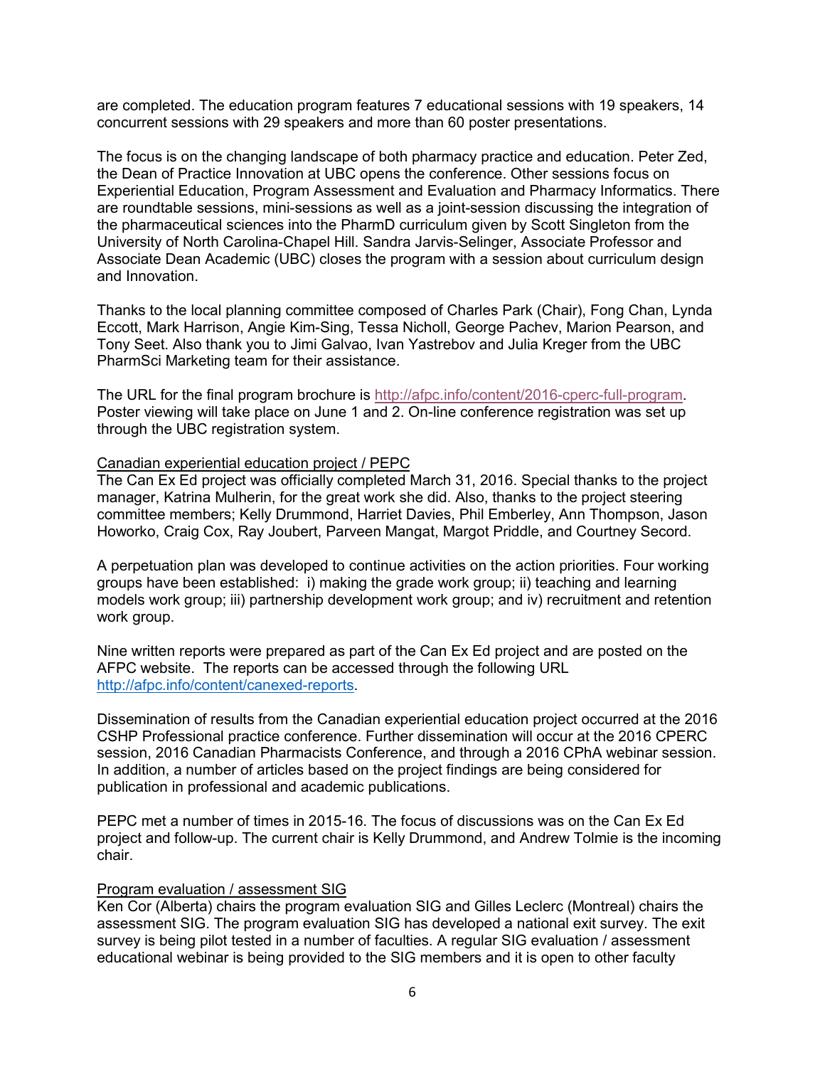are completed. The education program features 7 educational sessions with 19 speakers, 14 concurrent sessions with 29 speakers and more than 60 poster presentations.

The focus is on the changing landscape of both pharmacy practice and education. Peter Zed, the Dean of Practice Innovation at UBC opens the conference. Other sessions focus on Experiential Education, Program Assessment and Evaluation and Pharmacy Informatics. There are roundtable sessions, mini-sessions as well as a joint-session discussing the integration of the pharmaceutical sciences into the PharmD curriculum given by Scott Singleton from the University of North Carolina-Chapel Hill. Sandra Jarvis-Selinger, Associate Professor and Associate Dean Academic (UBC) closes the program with a session about curriculum design and Innovation.

Thanks to the local planning committee composed of Charles Park (Chair), Fong Chan, Lynda Eccott, Mark Harrison, Angie Kim-Sing, Tessa Nicholl, George Pachev, Marion Pearson, and Tony Seet. Also thank you to Jimi Galvao, Ivan Yastrebov and Julia Kreger from the UBC PharmSci Marketing team for their assistance.

The URL for the final program brochure is http://afpc.info/content/2016-cperc-full-program. Poster viewing will take place on June 1 and 2. On-line conference registration was set up through the UBC registration system.

Canadian experiential education project / PEPC

The Can Ex Ed project was officially completed March 31, 2016. Special thanks to the project manager, Katrina Mulherin, for the great work she did. Also, thanks to the project steering committee members; Kelly Drummond, Harriet Davies, Phil Emberley, Ann Thompson, Jason Howorko, Craig Cox, Ray Joubert, Parveen Mangat, Margot Priddle, and Courtney Secord.

A perpetuation plan was developed to continue activities on the action priorities. Four working groups have been established: i) making the grade work group; ii) teaching and learning models work group; iii) partnership development work group; and iv) recruitment and retention work group.

Nine written reports were prepared as part of the Can Ex Ed project and are posted on the AFPC website. The reports can be accessed through the following URL http://afpc.info/content/canexed-reports.

Dissemination of results from the Canadian experiential education project occurred at the 2016 CSHP Professional practice conference. Further dissemination will occur at the 2016 CPERC session, 2016 Canadian Pharmacists Conference, and through a 2016 CPhA webinar session. In addition, a number of articles based on the project findings are being considered for publication in professional and academic publications.

PEPC met a number of times in 2015-16. The focus of discussions was on the Can Ex Ed project and follow-up. The current chair is Kelly Drummond, and Andrew Tolmie is the incoming chair.

Program evaluation / assessment SIG

Ken Cor (Alberta) chairs the program evaluation SIG and Gilles Leclerc (Montreal) chairs the assessment SIG. The program evaluation SIG has developed a national exit survey. The exit survey is being pilot tested in a number of faculties. A regular SIG evaluation / assessment educational webinar is being provided to the SIG members and it is open to other faculty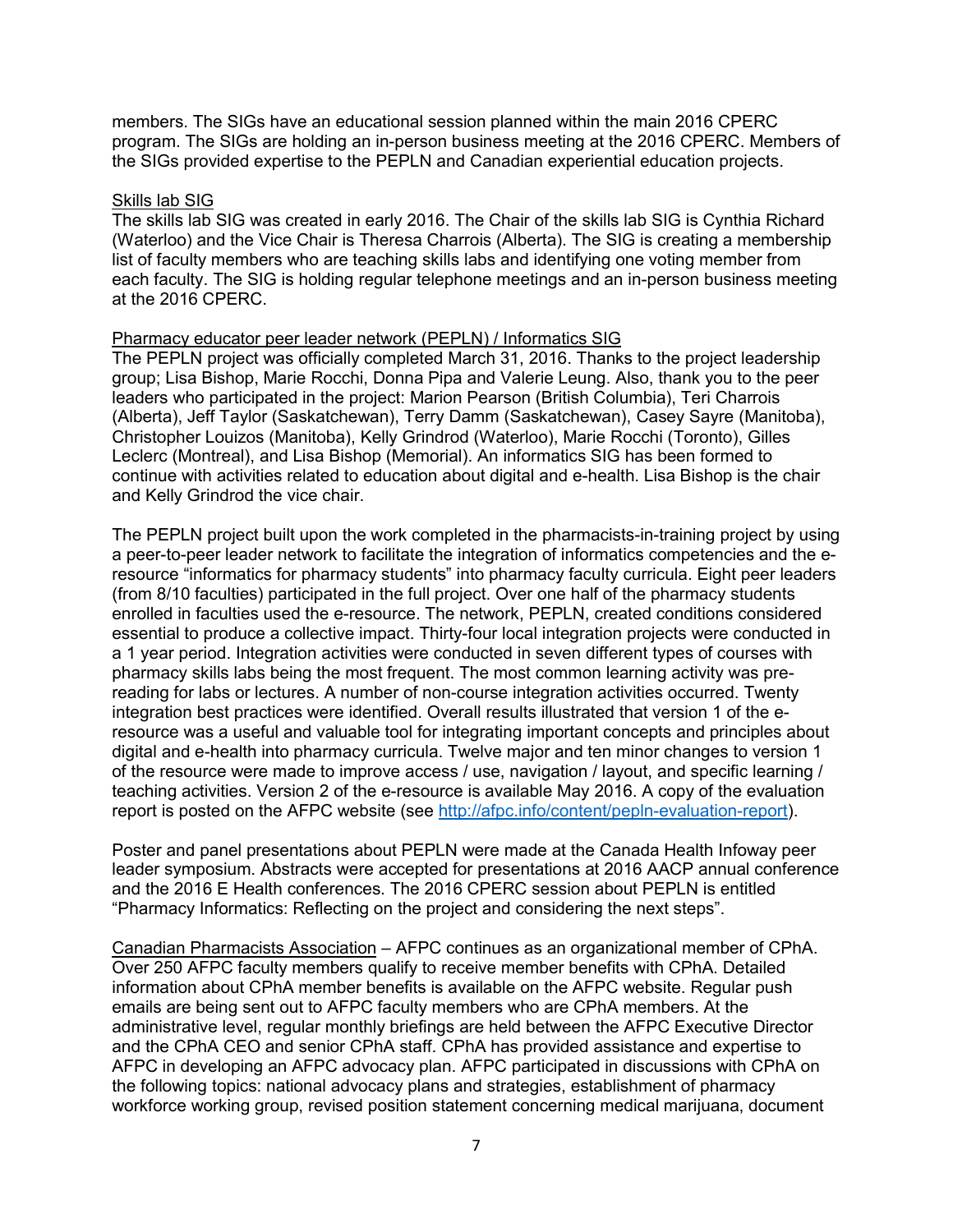members. The SIGs have an educational session planned within the main 2016 CPERC program. The SIGs are holding an in-person business meeting at the 2016 CPERC. Members of the SIGs provided expertise to the PEPLN and Canadian experiential education projects.

Skills lab SIG

The skills lab SIG was created in early 2016. The Chair of the skills lab SIG is Cynthia Richard (Waterloo) and the Vice Chair is Theresa Charrois (Alberta). The SIG is creating a membership list of faculty members who are teaching skills labs and identifying one voting member from each faculty. The SIG is holding regular telephone meetings and an in-person business meeting at the 2016 CPERC.

Pharmacy educator peer leader network (PEPLN) / Informatics SIG

The PEPLN project was officially completed March 31, 2016. Thanks to the project leadership group; Lisa Bishop, Marie Rocchi, Donna Pipa and Valerie Leung. Also, thank you to the peer leaders who participated in the project: Marion Pearson (British Columbia), Teri Charrois (Alberta), Jeff Taylor (Saskatchewan), Terry Damm (Saskatchewan), Casey Sayre (Manitoba), Christopher Louizos (Manitoba), Kelly Grindrod (Waterloo), Marie Rocchi (Toronto), Gilles Leclerc (Montreal), and Lisa Bishop (Memorial). An informatics SIG has been formed to continue with activities related to education about digital and e-health. Lisa Bishop is the chair and Kelly Grindrod the vice chair.

The PEPLN project built upon the work completed in the pharmacists-in-training project by using a peer-to-peer leader network to facilitate the integration of informatics competencies and the e-resource "informatics for pharmacy students" into pharmacy faculty curricula. Eight peer leaders (from 8/10 faculties) participated in the full project. Over one half of the pharmacy students enrolled in faculties used the e-resource. The network, PEPLN, created conditions considered essential to produce a collective impact. Thirty-four local integration projects were conducted in a 1 year period. Integration activities were conducted in seven different types of courses with pharmacy skills labs being the most frequent. The most common learning activity was pre-reading for labs or lectures. A number of non-course integration activities occurred. Twenty integration best practices were identified. Overall results illustrated that version 1 of the e-resource was a useful and valuable tool for integrating important concepts and principles about digital and e-health into pharmacy curricula. Twelve major and ten minor changes to version 1 of the resource were made to improve access / use, navigation / layout, and specific learning / teaching activities. Version 2 of the e-resource is available May 2016. A copy of the evaluation report is posted on the AFPC website (see http://afpc.info/content/pepln-evaluation-report).

Poster and panel presentations about PEPLN were made at the Canada Health Infoway peer leader symposium. Abstracts were accepted for presentations at 2016 AACP annual conference and the 2016 E Health conferences. The 2016 CPERC session about PEPLN is entitled "Pharmacy Informatics: Reflecting on the project and considering the next steps".

Canadian Pharmacists Association – AFPC continues as an organizational member of CPhA. Over 250 AFPC faculty members qualify to receive member benefits with CPhA. Detailed information about CPhA member benefits is available on the AFPC website. Regular push emails are being sent out to AFPC faculty members who are CPhA members. At the administrative level, regular monthly briefings are held between the AFPC Executive Director and the CPhA CEO and senior CPhA staff. CPhA has provided assistance and expertise to AFPC in developing an AFPC advocacy plan. AFPC participated in discussions with CPhA on the following topics: national advocacy plans and strategies, establishment of pharmacy workforce working group, revised position statement concerning medical marijuana, document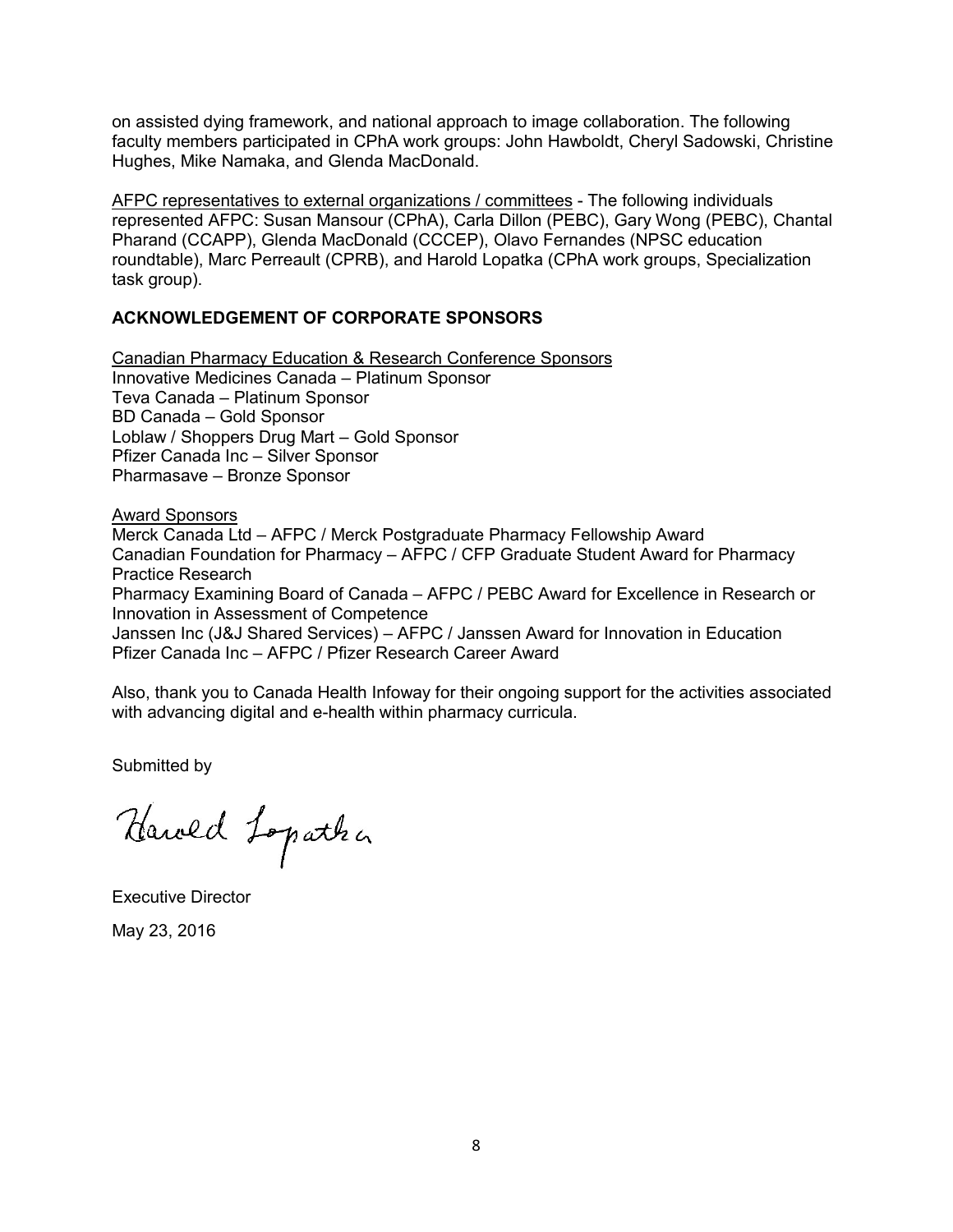on assisted dying framework, and national approach to image collaboration. The following faculty members participated in CPhA work groups: John Hawboldt, Cheryl Sadowski, Christine Hughes, Mike Namaka, and Glenda MacDonald.

AFPC representatives to external organizations / committees - The following individuals represented AFPC: Susan Mansour (CPhA), Carla Dillon (PEBC), Gary Wong (PEBC), Chantal Pharand (CCAPP), Glenda MacDonald (CCCEP), Olavo Fernandes (NPSC education roundtable), Marc Perreault (CPRB), and Harold Lopatka (CPhA work groups, Specialization task group).

## ACKNOWLEDGEMENT OF CORPORATE SPONSORS

Canadian Pharmacy Education & Research Conference Sponsors
Innovative Medicines Canada – Platinum Sponsor
Teva Canada – Platinum Sponsor
BD Canada – Gold Sponsor
Loblaw / Shoppers Drug Mart – Gold Sponsor
Pfizer Canada Inc – Silver Sponsor
Pharmasave – Bronze Sponsor

Award Sponsors
Merck Canada Ltd – AFPC / Merck Postgraduate Pharmacy Fellowship Award
Canadian Foundation for Pharmacy – AFPC / CFP Graduate Student Award for Pharmacy Practice Research
Pharmacy Examining Board of Canada – AFPC / PEBC Award for Excellence in Research or Innovation in Assessment of Competence
Janssen Inc (J&J Shared Services) – AFPC / Janssen Award for Innovation in Education
Pfizer Canada Inc – AFPC / Pfizer Research Career Award

Also, thank you to Canada Health Infoway for their ongoing support for the activities associated with advancing digital and e-health within pharmacy curricula.

Submitted by

Harold Lopatka

Executive Director

May 23, 2016